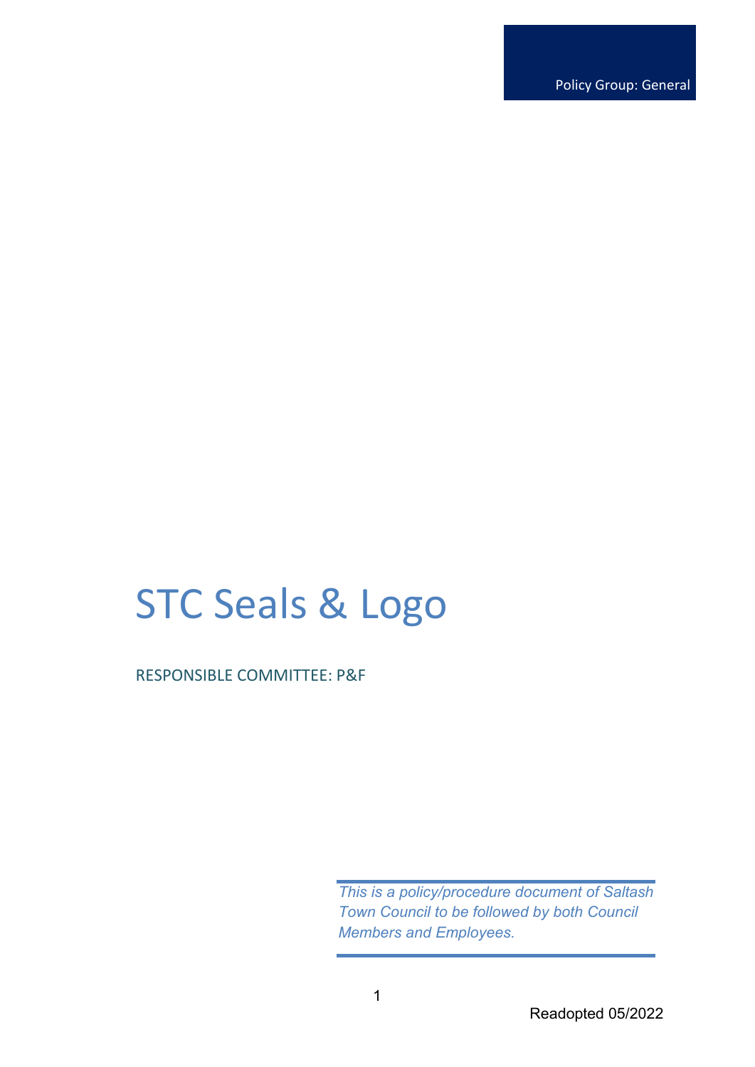Policy Group: General

# STC Seals & Logo

RESPONSIBLE COMMITTEE: P&F

*This is a policy/procedure document of Saltash Town Council to be followed by both Council Members and Employees.*

Readopted 05/2022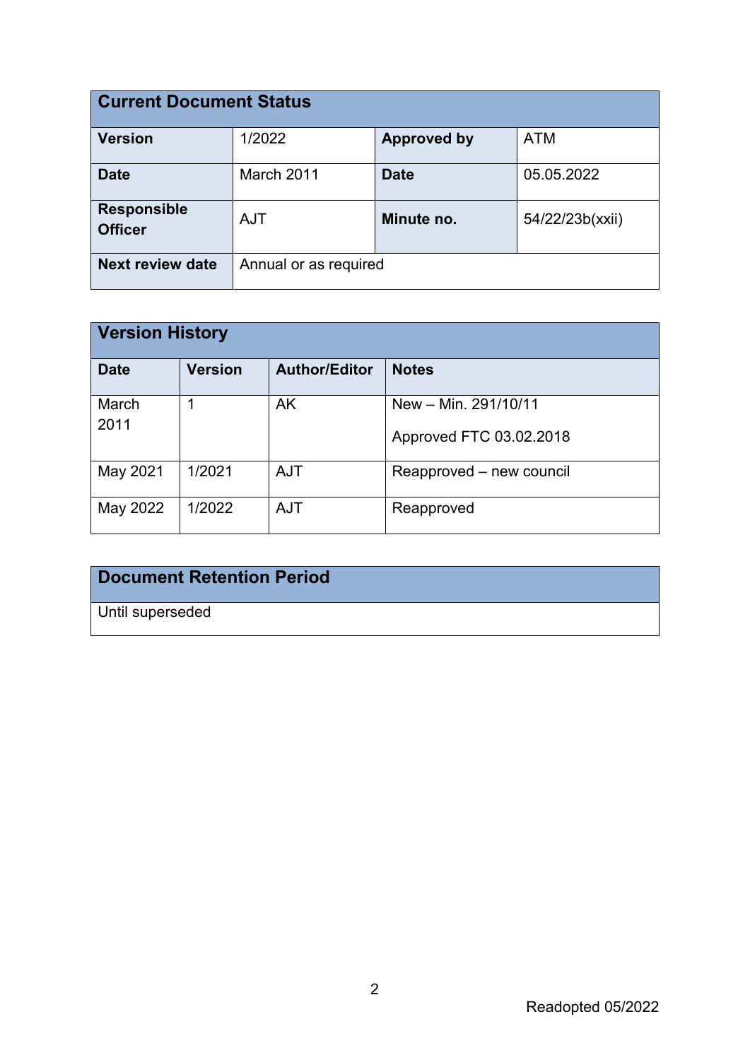| Current Document Status | | | |
|---|---|---|---|
| **Version** | 1/2022 | **Approved by** | ATM |
| **Date** | March 2011 | **Date** | 05.05.2022 |
| **Responsible Officer** | AJT | **Minute no.** | 54/22/23b(xxii) |
| **Next review date** | Annual or as required | | |

| Version History | | | |
|---|---|---|---|
| **Date** | **Version** | **Author/Editor** | **Notes** |
| March 2011 | 1 | AK | New – Min. 291/10/11<br><br>Approved FTC 03.02.2018 |
| May 2021 | 1/2021 | AJT | Reapproved – new council |
| May 2022 | 1/2022 | AJT | Reapproved |

| Document Retention Period |
|---|
| Until superseded |

Readopted 05/2022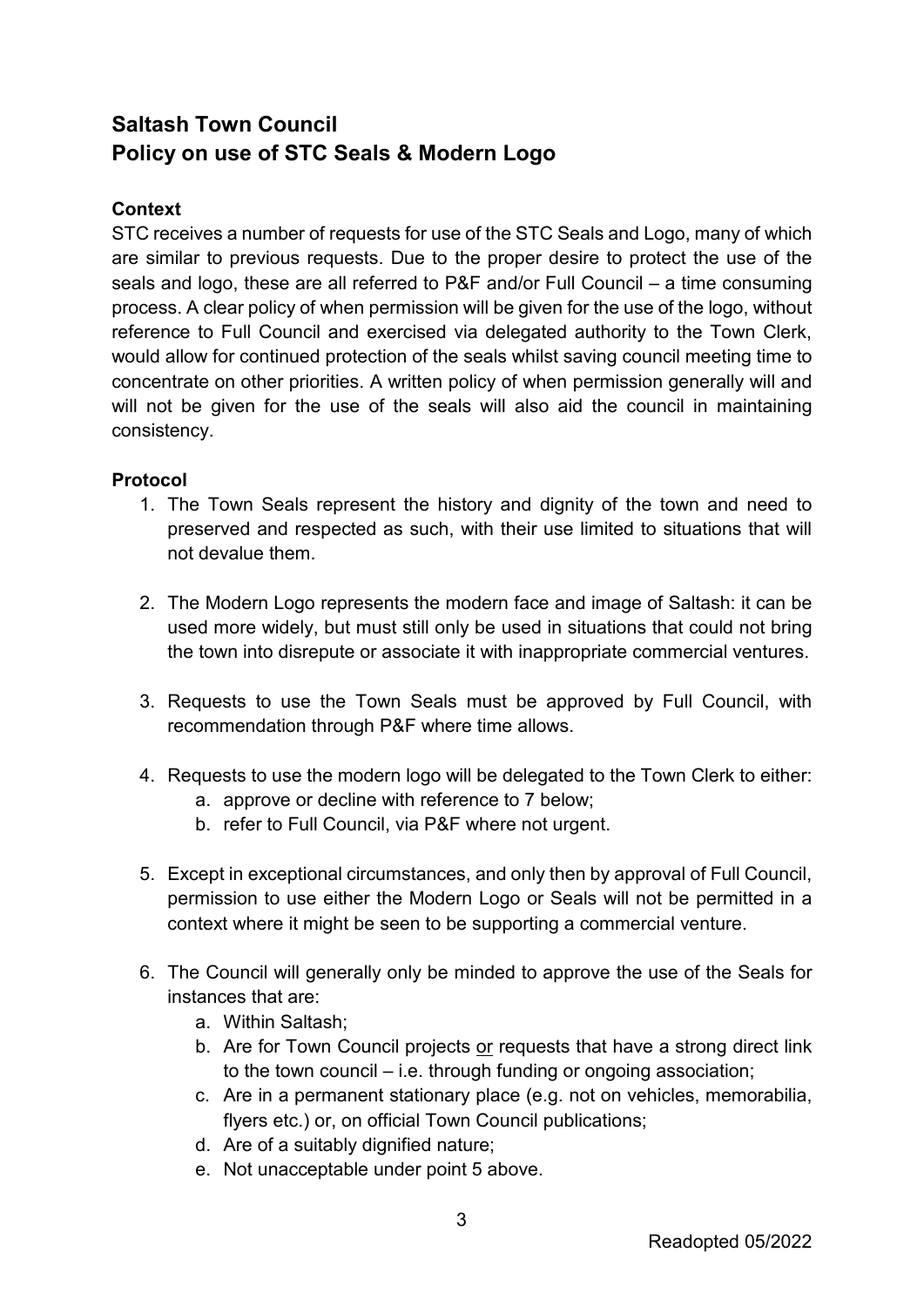## Saltash Town Council
## Policy on use of STC Seals & Modern Logo

### Context

STC receives a number of requests for use of the STC Seals and Logo, many of which are similar to previous requests. Due to the proper desire to protect the use of the seals and logo, these are all referred to P&F and/or Full Council – a time consuming process. A clear policy of when permission will be given for the use of the logo, without reference to Full Council and exercised via delegated authority to the Town Clerk, would allow for continued protection of the seals whilst saving council meeting time to concentrate on other priorities. A written policy of when permission generally will and will not be given for the use of the seals will also aid the council in maintaining consistency.

### Protocol

1. The Town Seals represent the history and dignity of the town and need to preserved and respected as such, with their use limited to situations that will not devalue them.

2. The Modern Logo represents the modern face and image of Saltash: it can be used more widely, but must still only be used in situations that could not bring the town into disrepute or associate it with inappropriate commercial ventures.

3. Requests to use the Town Seals must be approved by Full Council, with recommendation through P&F where time allows.

4. Requests to use the modern logo will be delegated to the Town Clerk to either:
    a. approve or decline with reference to 7 below;
    b. refer to Full Council, via P&F where not urgent.

5. Except in exceptional circumstances, and only then by approval of Full Council, permission to use either the Modern Logo or Seals will not be permitted in a context where it might be seen to be supporting a commercial venture.

6. The Council will generally only be minded to approve the use of the Seals for instances that are:
    a. Within Saltash;
    b. Are for Town Council projects or requests that have a strong direct link to the town council – i.e. through funding or ongoing association;
    c. Are in a permanent stationary place (e.g. not on vehicles, memorabilia, flyers etc.) or, on official Town Council publications;
    d. Are of a suitably dignified nature;
    e. Not unacceptable under point 5 above.

Readopted 05/2022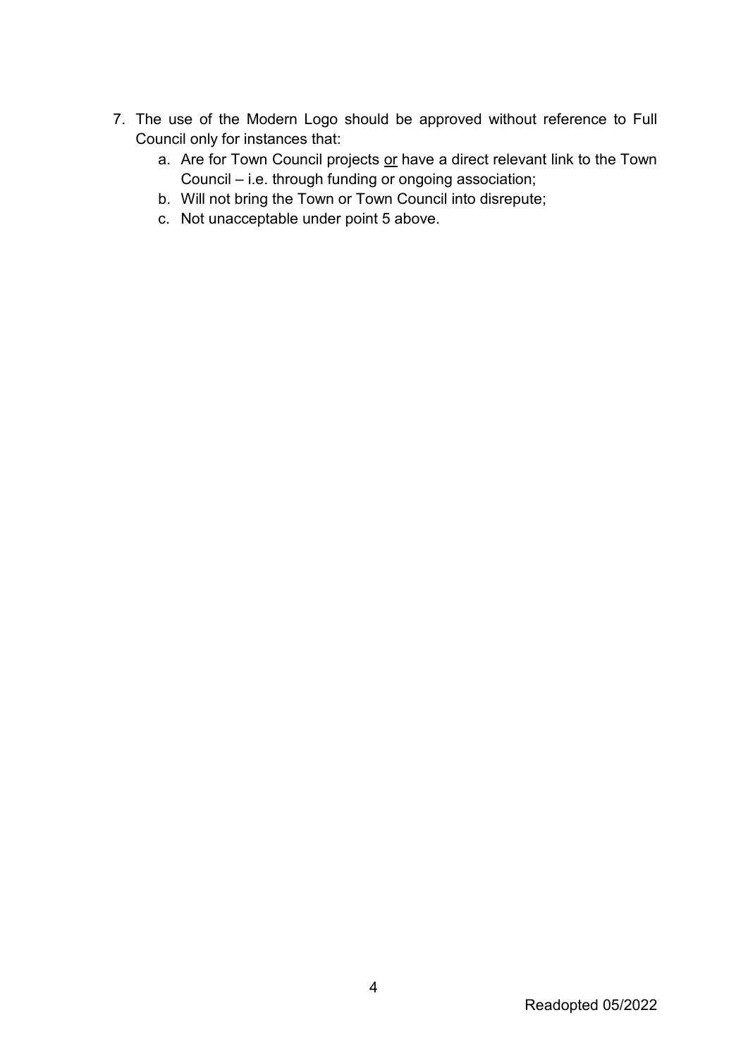7. The use of the Modern Logo should be approved without reference to Full Council only for instances that:
    a. Are for Town Council projects <u>or</u> have a direct relevant link to the Town Council – i.e. through funding or ongoing association;
    b. Will not bring the Town or Town Council into disrepute;
    c. Not unacceptable under point 5 above.

Readopted 05/2022